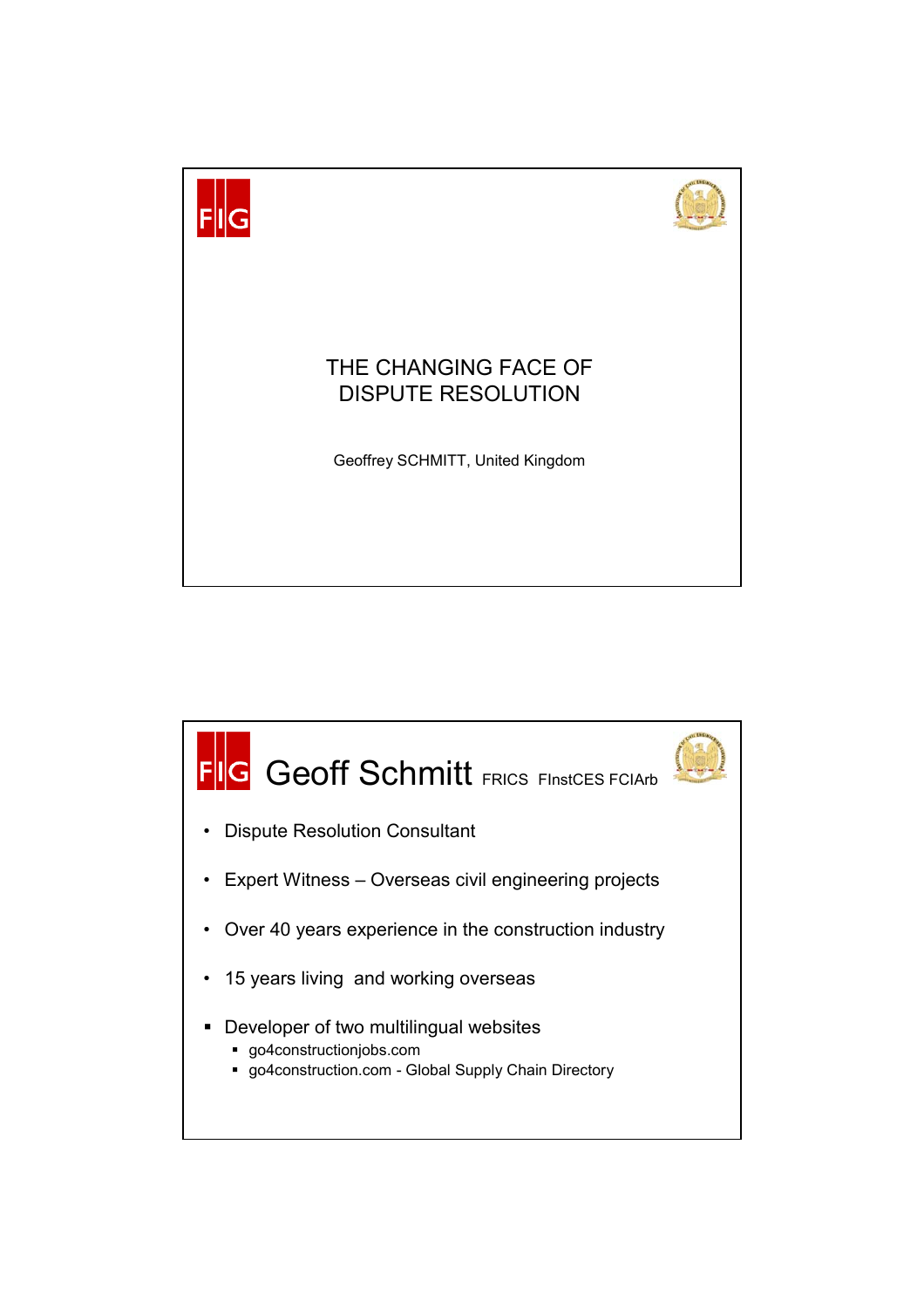# THE CHANGING FACE OF DISPUTE RESOLUTION

Geoffrey SCHMITT, United Kingdom

---

## Geoff Schmitt FRICS FInstCES FCIArb

- Dispute Resolution Consultant
- Expert Witness – Overseas civil engineering projects
- Over 40 years experience in the construction industry
- 15 years living and working overseas
- Developer of two multilingual websites
  - go4constructionjobs.com
  - go4construction.com - Global Supply Chain Directory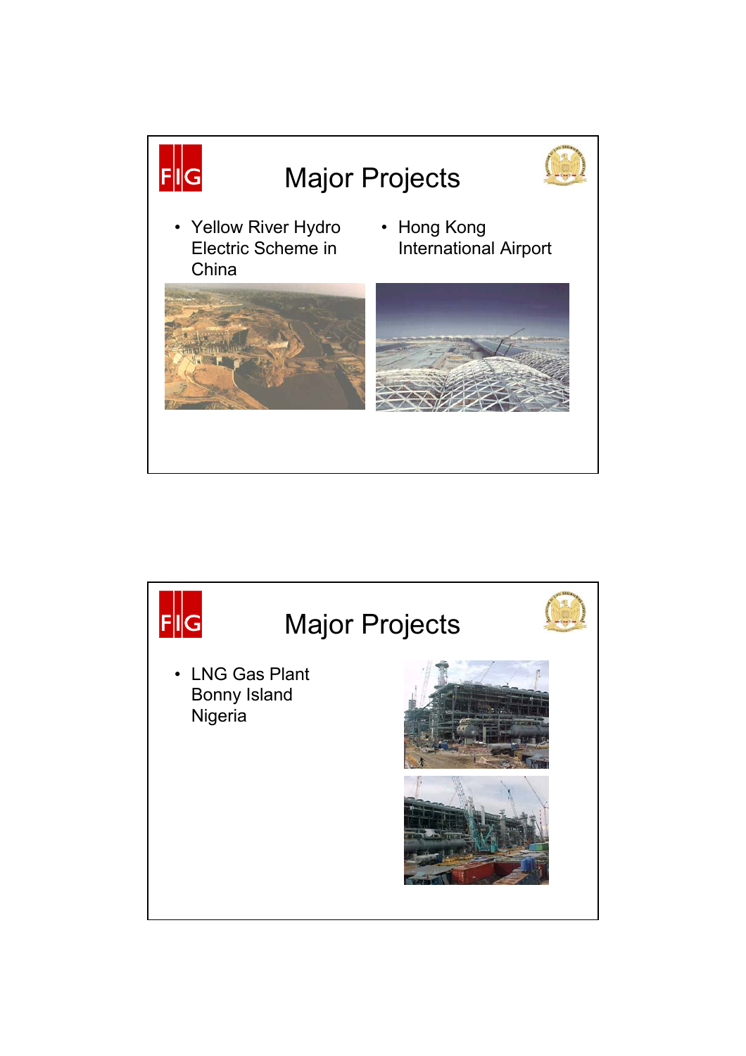# Major Projects

- Yellow River Hydro Electric Scheme in China
- Hong Kong International Airport

# Major Projects

- LNG Gas Plant Bonny Island Nigeria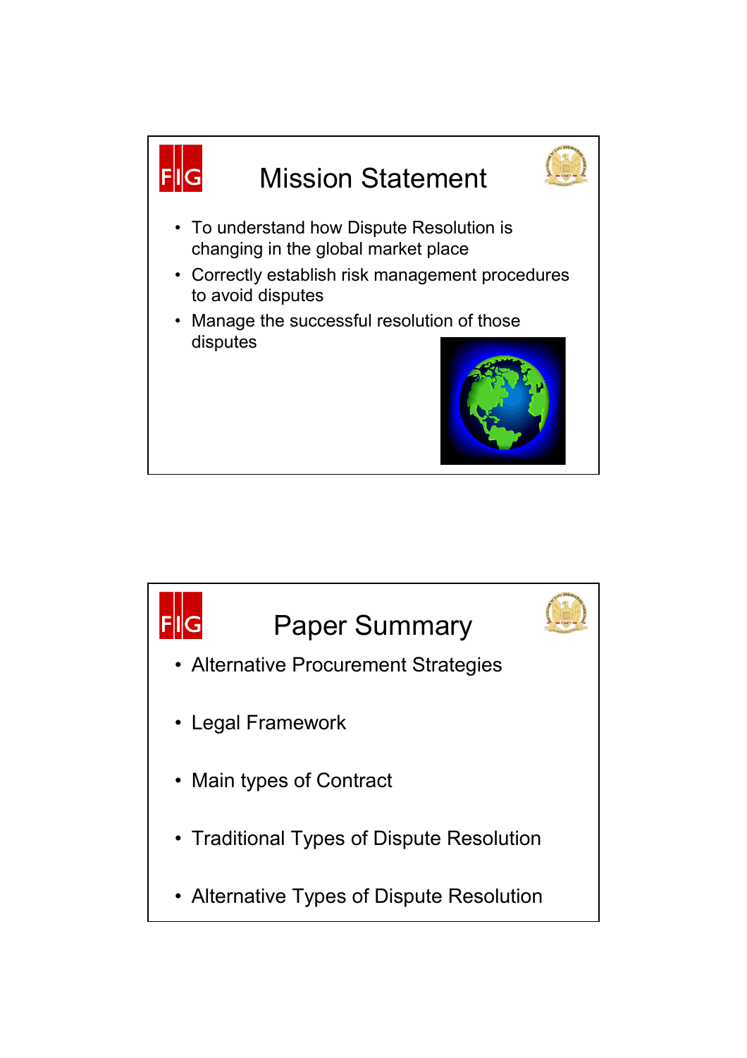## Mission Statement

- To understand how Dispute Resolution is changing in the global market place
- Correctly establish risk management procedures to avoid disputes
- Manage the successful resolution of those disputes

## Paper Summary

- Alternative Procurement Strategies
- Legal Framework
- Main types of Contract
- Traditional Types of Dispute Resolution
- Alternative Types of Dispute Resolution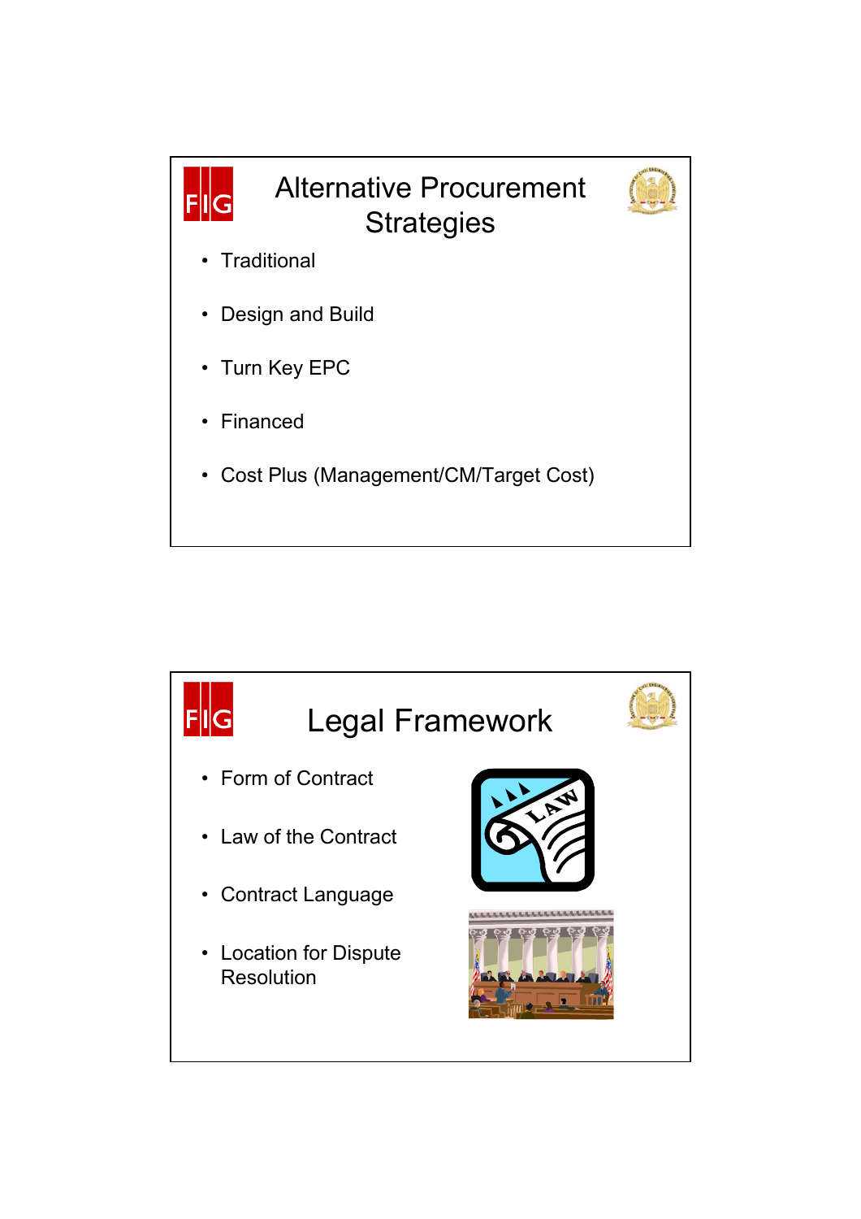## Alternative Procurement Strategies

- Traditional
- Design and Build
- Turn Key EPC
- Financed
- Cost Plus (Management/CM/Target Cost)

## Legal Framework

- Form of Contract
- Law of the Contract
- Contract Language
- Location for Dispute Resolution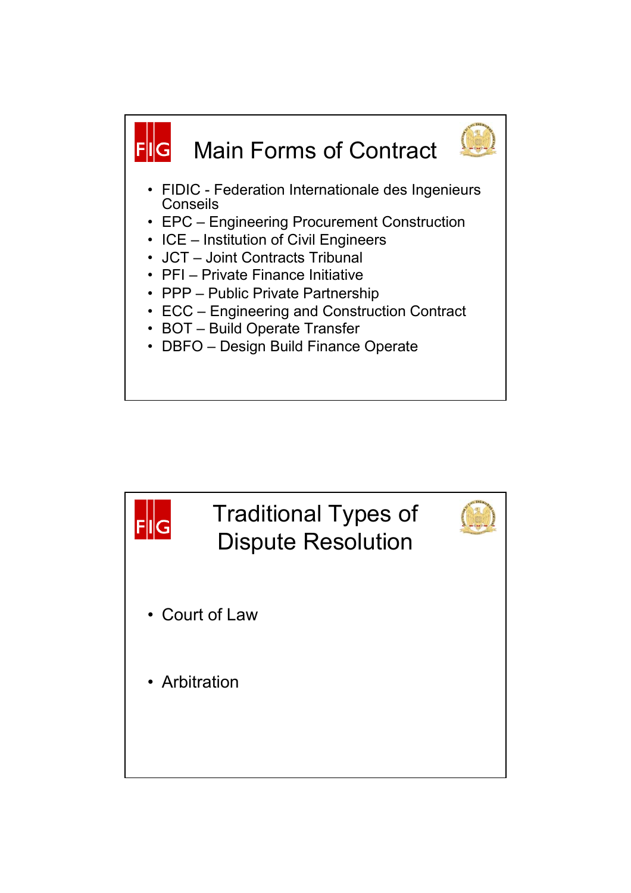## Main Forms of Contract

- FIDIC - Federation Internationale des Ingenieurs Conseils
- EPC – Engineering Procurement Construction
- ICE – Institution of Civil Engineers
- JCT – Joint Contracts Tribunal
- PFI – Private Finance Initiative
- PPP – Public Private Partnership
- ECC – Engineering and Construction Contract
- BOT – Build Operate Transfer
- DBFO – Design Build Finance Operate

## Traditional Types of Dispute Resolution

- Court of Law
- Arbitration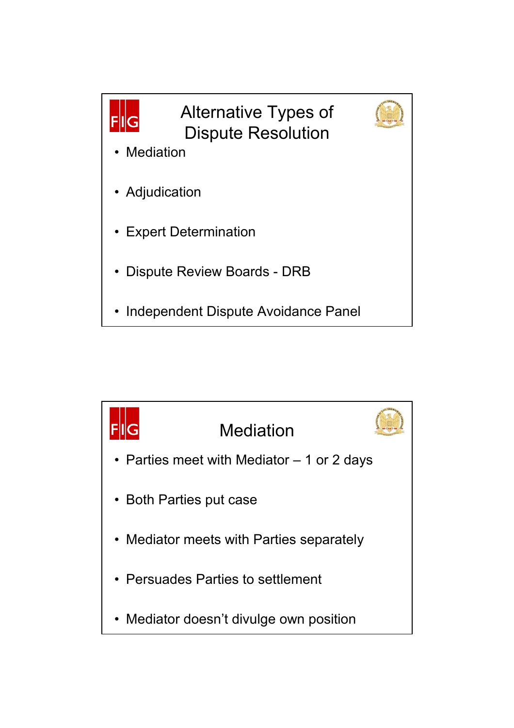## Alternative Types of Dispute Resolution

- Mediation
- Adjudication
- Expert Determination
- Dispute Review Boards - DRB
- Independent Dispute Avoidance Panel

## Mediation

- Parties meet with Mediator – 1 or 2 days
- Both Parties put case
- Mediator meets with Parties separately
- Persuades Parties to settlement
- Mediator doesn't divulge own position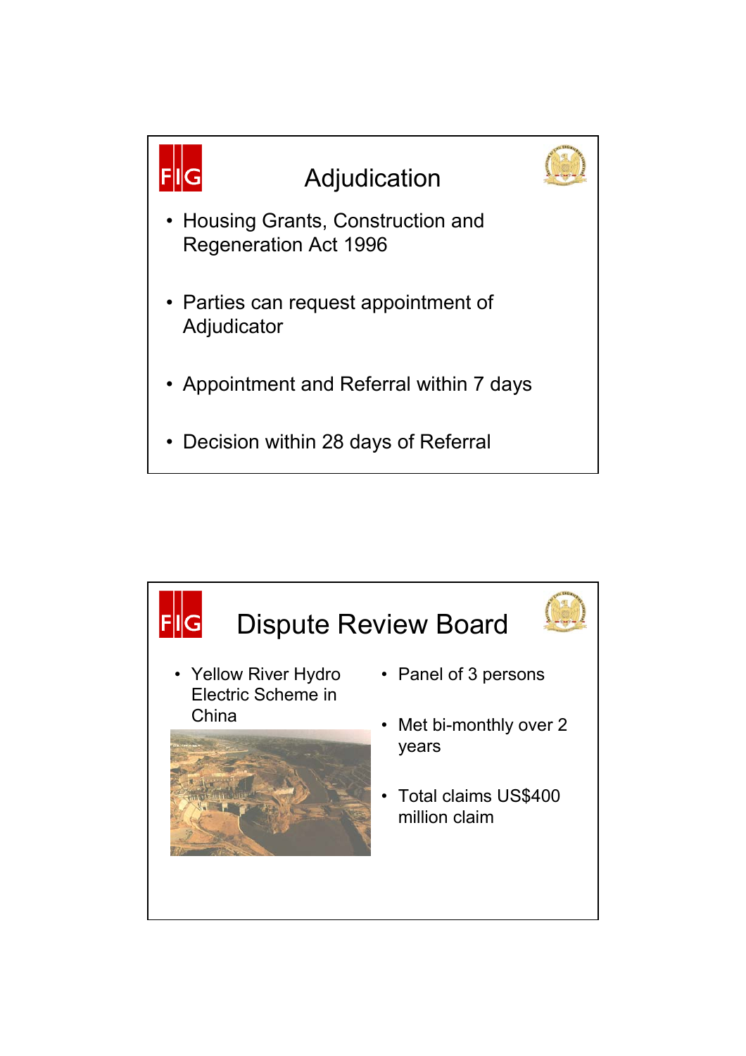## Adjudication

- Housing Grants, Construction and Regeneration Act 1996
- Parties can request appointment of Adjudicator
- Appointment and Referral within 7 days
- Decision within 28 days of Referral

## Dispute Review Board

- Yellow River Hydro Electric Scheme in China
- Panel of 3 persons
- Met bi-monthly over 2 years
- Total claims US$400 million claim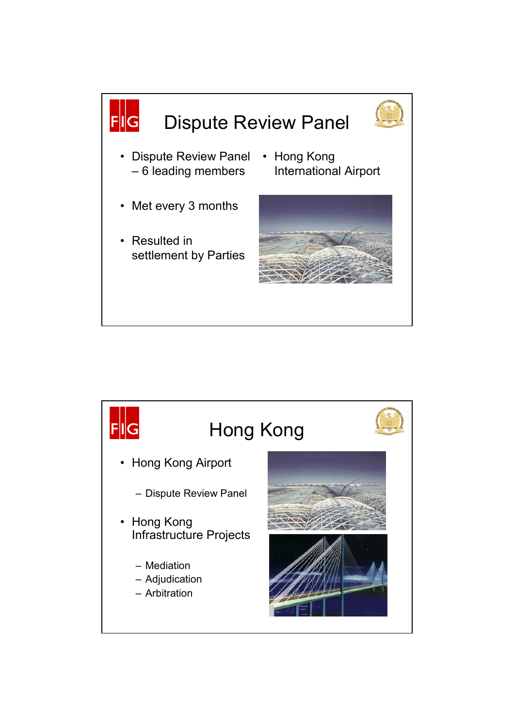## Dispute Review Panel

- Dispute Review Panel – 6 leading members
- Met every 3 months
- Resulted in settlement by Parties
- Hong Kong International Airport

## Hong Kong

- Hong Kong Airport
  - Dispute Review Panel
- Hong Kong Infrastructure Projects
  - Mediation
  - Adjudication
  - Arbitration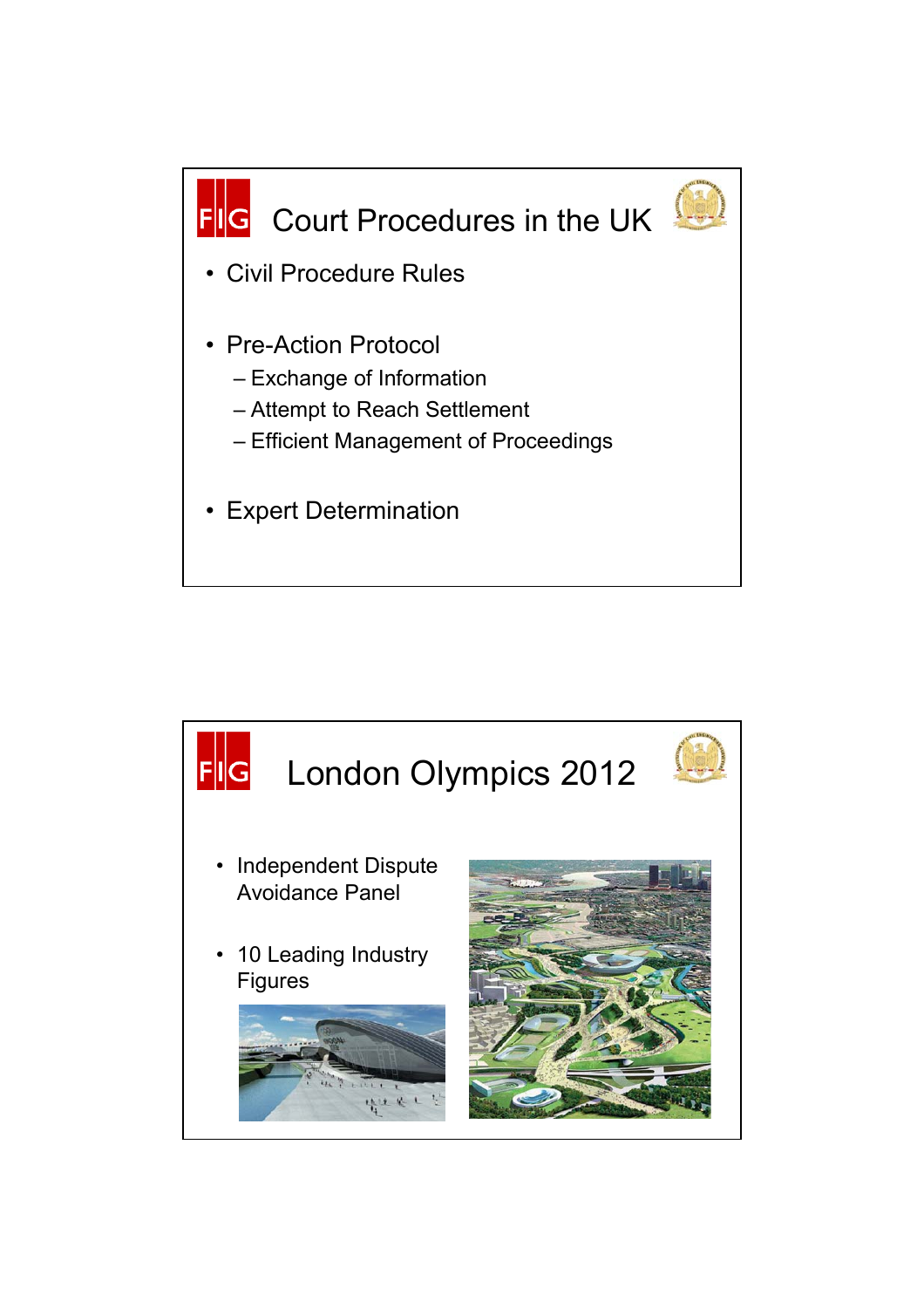## Court Procedures in the UK

- Civil Procedure Rules
- Pre-Action Protocol
  - Exchange of Information
  - Attempt to Reach Settlement
  - Efficient Management of Proceedings
- Expert Determination

## London Olympics 2012

- Independent Dispute Avoidance Panel
- 10 Leading Industry Figures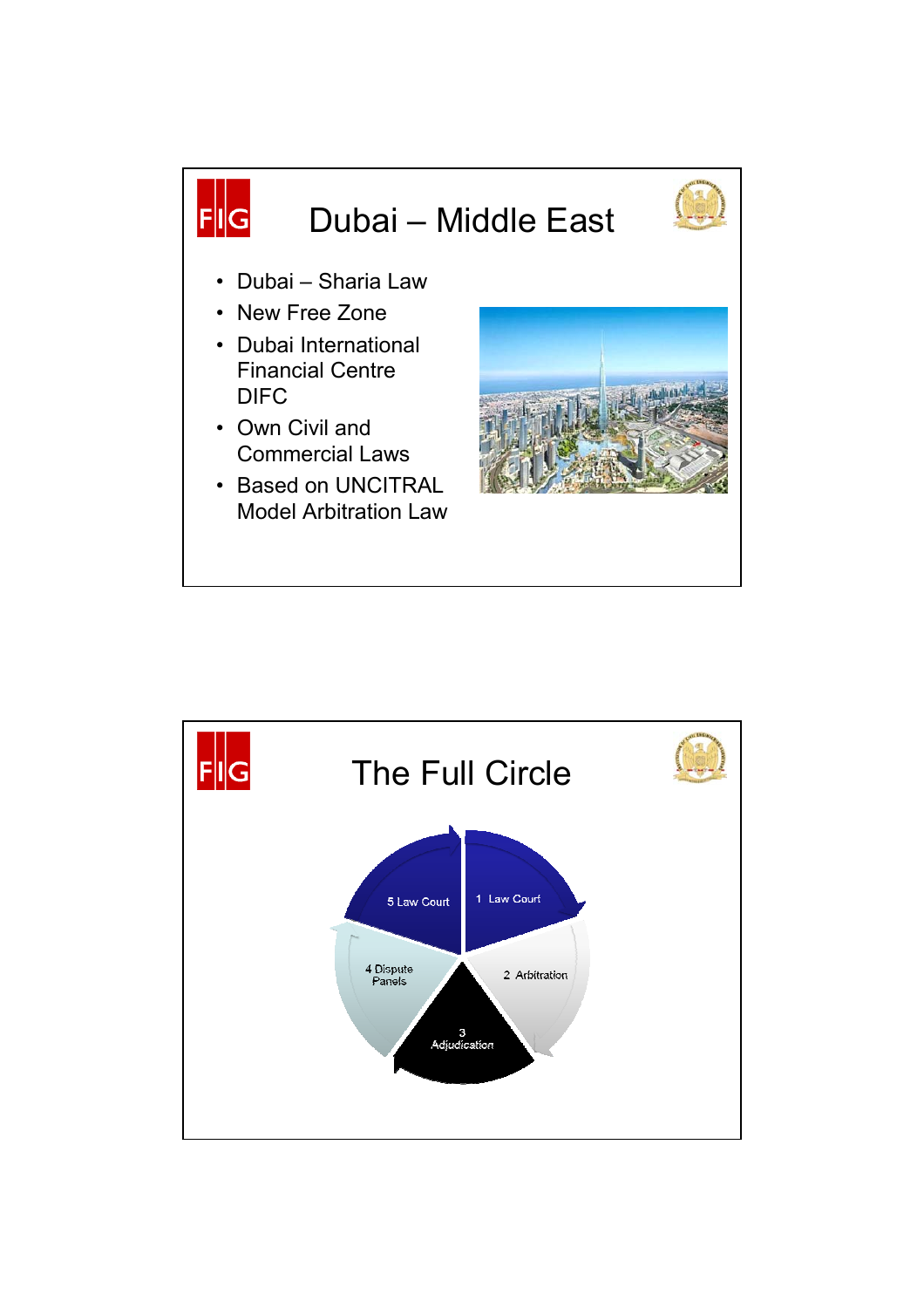# Dubai – Middle East

- Dubai – Sharia Law
- New Free Zone
- Dubai International Financial Centre DIFC
- Own Civil and Commercial Laws
- Based on UNCITRAL Model Arbitration Law

# The Full Circle

1 Law Court

2 Arbitration

3 Adjudication

4 Dispute Panels

5 Law Court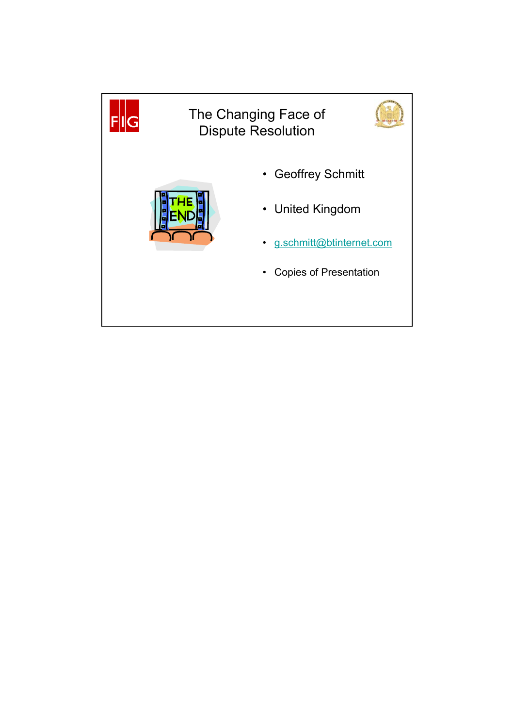# The Changing Face of Dispute Resolution

- Geoffrey Schmitt
- United Kingdom
- g.schmitt@btinternet.com
- Copies of Presentation